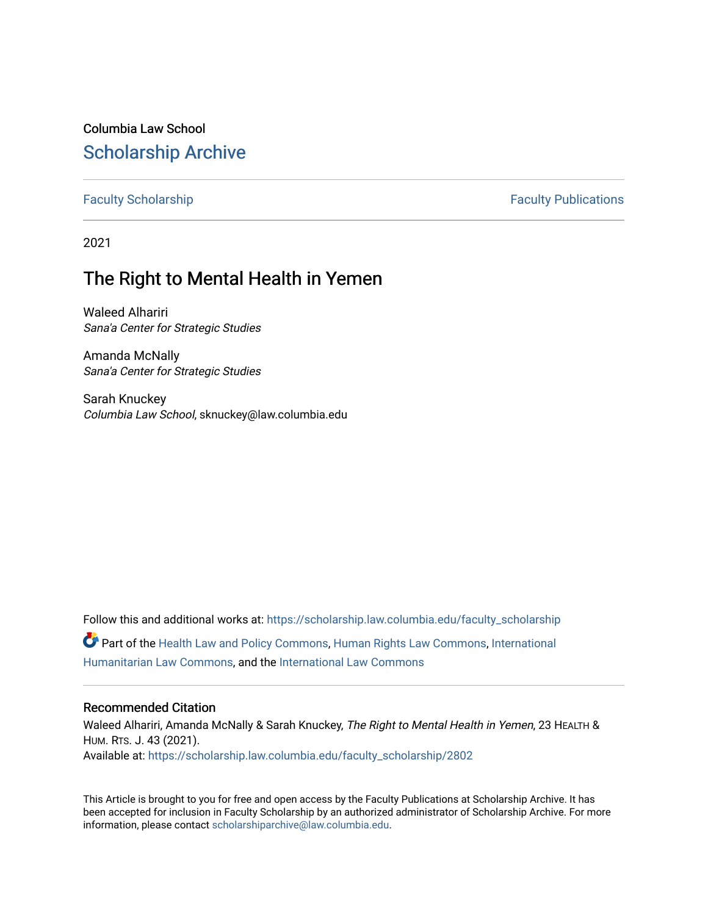Columbia Law School

# Scholarship Archive

Faculty Scholarship | Faculty Publications

2021

## The Right to Mental Health in Yemen

Waleed Alhariri
*Sana'a Center for Strategic Studies*

Amanda McNally
*Sana'a Center for Strategic Studies*

Sarah Knuckey
*Columbia Law School*, sknuckey@law.columbia.edu

Follow this and additional works at: https://scholarship.law.columbia.edu/faculty_scholarship

Part of the Health Law and Policy Commons, Human Rights Law Commons, International Humanitarian Law Commons, and the International Law Commons

### Recommended Citation

Waleed Alhariri, Amanda McNally & Sarah Knuckey, *The Right to Mental Health in Yemen*, 23 HEALTH & HUM. RTS. J. 43 (2021).
Available at: https://scholarship.law.columbia.edu/faculty_scholarship/2802

This Article is brought to you for free and open access by the Faculty Publications at Scholarship Archive. It has been accepted for inclusion in Faculty Scholarship by an authorized administrator of Scholarship Archive. For more information, please contact scholarshiparchive@law.columbia.edu.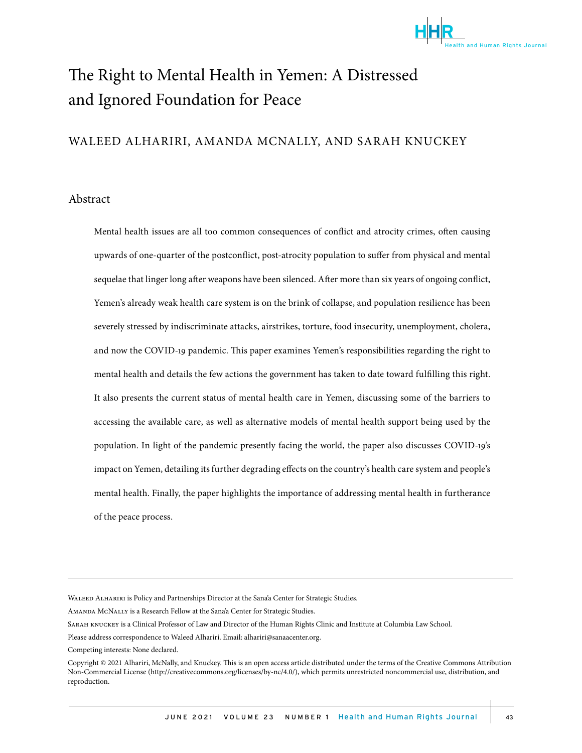# The Right to Mental Health in Yemen: A Distressed and Ignored Foundation for Peace

WALEED ALHARIRI, AMANDA MCNALLY, AND SARAH KNUCKEY

## Abstract

Mental health issues are all too common consequences of conflict and atrocity crimes, often causing upwards of one-quarter of the postconflict, post-atrocity population to suffer from physical and mental sequelae that linger long after weapons have been silenced. After more than six years of ongoing conflict, Yemen's already weak health care system is on the brink of collapse, and population resilience has been severely stressed by indiscriminate attacks, airstrikes, torture, food insecurity, unemployment, cholera, and now the COVID-19 pandemic. This paper examines Yemen's responsibilities regarding the right to mental health and details the few actions the government has taken to date toward fulfilling this right. It also presents the current status of mental health care in Yemen, discussing some of the barriers to accessing the available care, as well as alternative models of mental health support being used by the population. In light of the pandemic presently facing the world, the paper also discusses COVID-19's impact on Yemen, detailing its further degrading effects on the country's health care system and people's mental health. Finally, the paper highlights the importance of addressing mental health in furtherance of the peace process.

---

Waleed Alhariri is Policy and Partnerships Director at the Sana'a Center for Strategic Studies.

Amanda McNally is a Research Fellow at the Sana'a Center for Strategic Studies.

Sarah Knuckey is a Clinical Professor of Law and Director of the Human Rights Clinic and Institute at Columbia Law School.

Please address correspondence to Waleed Alhariri. Email: alhariri@sanaacenter.org.

Competing interests: None declared.

Copyright © 2021 Alhariri, McNally, and Knuckey. This is an open access article distributed under the terms of the Creative Commons Attribution Non-Commercial License (http://creativecommons.org/licenses/by-nc/4.0/), which permits unrestricted noncommercial use, distribution, and reproduction.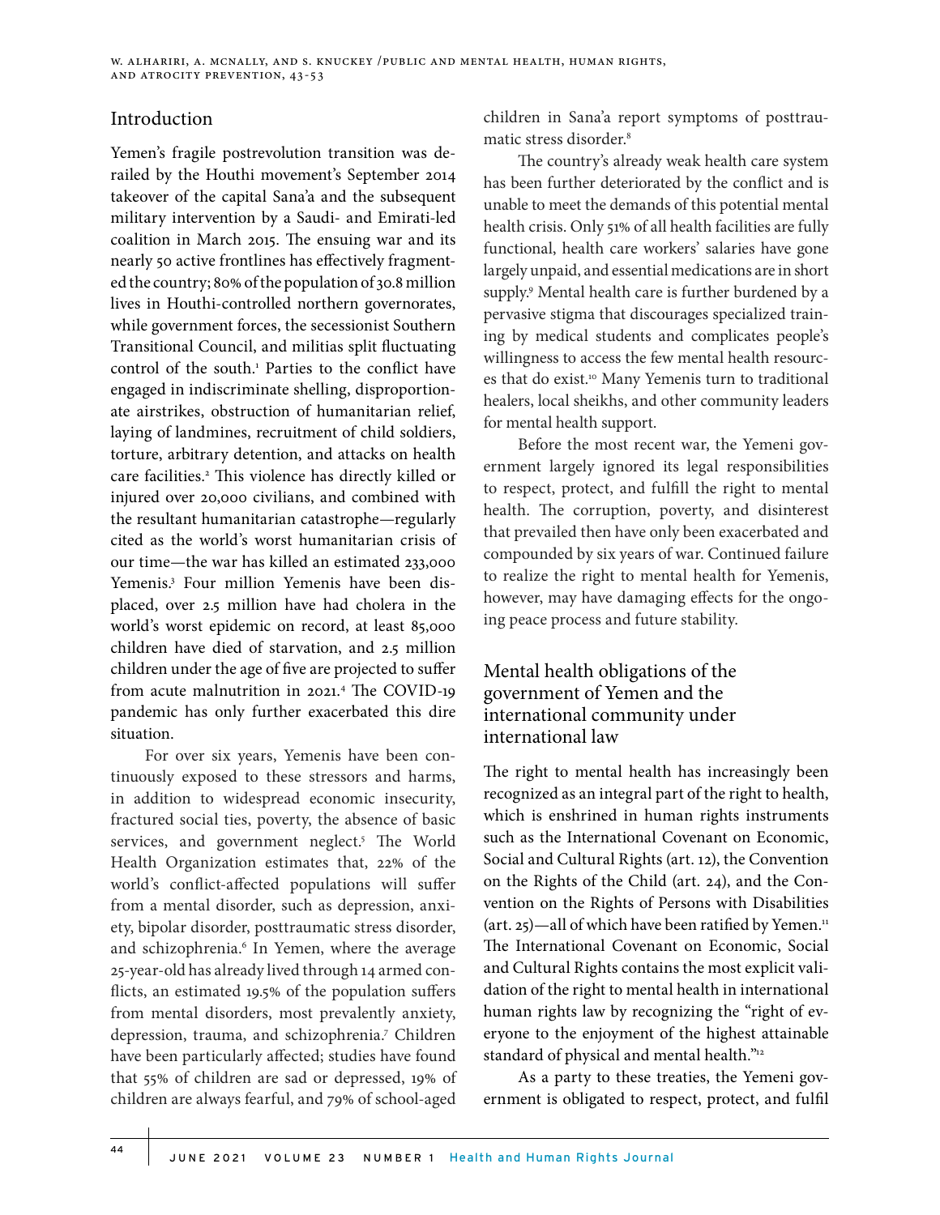## Introduction

Yemen's fragile postrevolution transition was derailed by the Houthi movement's September 2014 takeover of the capital Sana'a and the subsequent military intervention by a Saudi- and Emirati-led coalition in March 2015. The ensuing war and its nearly 50 active frontlines has effectively fragmented the country; 80% of the population of 30.8 million lives in Houthi-controlled northern governorates, while government forces, the secessionist Southern Transitional Council, and militias split fluctuating control of the south.[1] Parties to the conflict have engaged in indiscriminate shelling, disproportionate airstrikes, obstruction of humanitarian relief, laying of landmines, recruitment of child soldiers, torture, arbitrary detention, and attacks on health care facilities.[2] This violence has directly killed or injured over 20,000 civilians, and combined with the resultant humanitarian catastrophe—regularly cited as the world's worst humanitarian crisis of our time—the war has killed an estimated 233,000 Yemenis.[3] Four million Yemenis have been displaced, over 2.5 million have had cholera in the world's worst epidemic on record, at least 85,000 children have died of starvation, and 2.5 million children under the age of five are projected to suffer from acute malnutrition in 2021.[4] The COVID-19 pandemic has only further exacerbated this dire situation.

For over six years, Yemenis have been continuously exposed to these stressors and harms, in addition to widespread economic insecurity, fractured social ties, poverty, the absence of basic services, and government neglect.[5] The World Health Organization estimates that, 22% of the world's conflict-affected populations will suffer from a mental disorder, such as depression, anxiety, bipolar disorder, posttraumatic stress disorder, and schizophrenia.[6] In Yemen, where the average 25-year-old has already lived through 14 armed conflicts, an estimated 19.5% of the population suffers from mental disorders, most prevalently anxiety, depression, trauma, and schizophrenia.[7] Children have been particularly affected; studies have found that 55% of children are sad or depressed, 19% of children are always fearful, and 79% of school-aged children in Sana'a report symptoms of posttraumatic stress disorder.[8]

The country's already weak health care system has been further deteriorated by the conflict and is unable to meet the demands of this potential mental health crisis. Only 51% of all health facilities are fully functional, health care workers' salaries have gone largely unpaid, and essential medications are in short supply.[9] Mental health care is further burdened by a pervasive stigma that discourages specialized training by medical students and complicates people's willingness to access the few mental health resources that do exist.[10] Many Yemenis turn to traditional healers, local sheikhs, and other community leaders for mental health support.

Before the most recent war, the Yemeni government largely ignored its legal responsibilities to respect, protect, and fulfill the right to mental health. The corruption, poverty, and disinterest that prevailed then have only been exacerbated and compounded by six years of war. Continued failure to realize the right to mental health for Yemenis, however, may have damaging effects for the ongoing peace process and future stability.

## Mental health obligations of the government of Yemen and the international community under international law

The right to mental health has increasingly been recognized as an integral part of the right to health, which is enshrined in human rights instruments such as the International Covenant on Economic, Social and Cultural Rights (art. 12), the Convention on the Rights of the Child (art. 24), and the Convention on the Rights of Persons with Disabilities (art. 25)—all of which have been ratified by Yemen.[11] The International Covenant on Economic, Social and Cultural Rights contains the most explicit validation of the right to mental health in international human rights law by recognizing the "right of everyone to the enjoyment of the highest attainable standard of physical and mental health."[12]

As a party to these treaties, the Yemeni government is obligated to respect, protect, and fulfil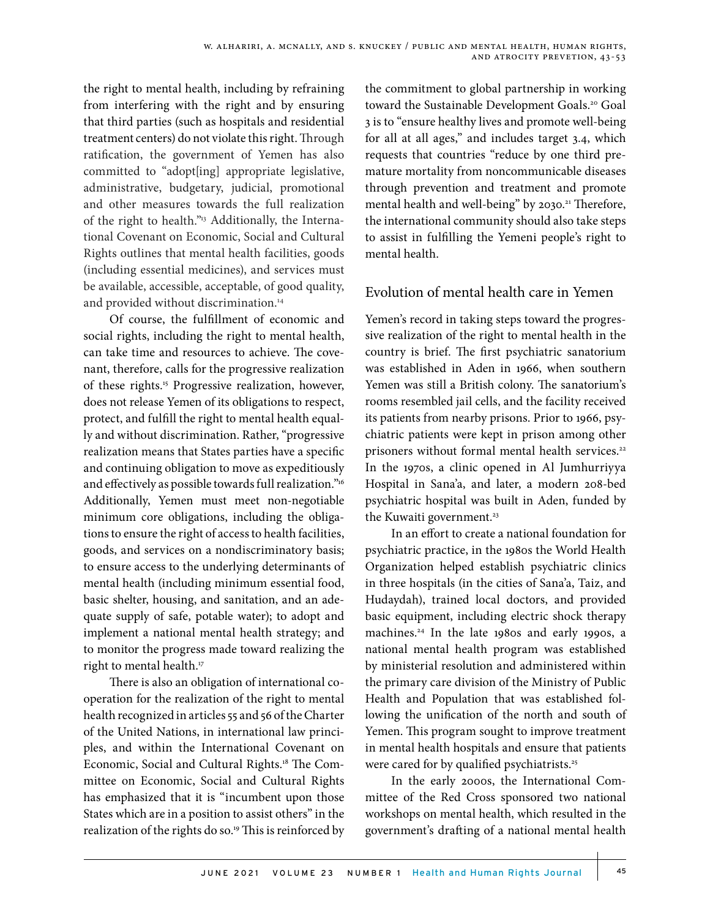the right to mental health, including by refraining from interfering with the right and by ensuring that third parties (such as hospitals and residential treatment centers) do not violate this right. Through ratification, the government of Yemen has also committed to "adopt[ing] appropriate legislative, administrative, budgetary, judicial, promotional and other measures towards the full realization of the right to health."[13] Additionally, the International Covenant on Economic, Social and Cultural Rights outlines that mental health facilities, goods (including essential medicines), and services must be available, accessible, acceptable, of good quality, and provided without discrimination.[14]

Of course, the fulfillment of economic and social rights, including the right to mental health, can take time and resources to achieve. The covenant, therefore, calls for the progressive realization of these rights.[15] Progressive realization, however, does not release Yemen of its obligations to respect, protect, and fulfill the right to mental health equally and without discrimination. Rather, "progressive realization means that States parties have a specific and continuing obligation to move as expeditiously and effectively as possible towards full realization."[16] Additionally, Yemen must meet non-negotiable minimum core obligations, including the obligations to ensure the right of access to health facilities, goods, and services on a nondiscriminatory basis; to ensure access to the underlying determinants of mental health (including minimum essential food, basic shelter, housing, and sanitation, and an adequate supply of safe, potable water); to adopt and implement a national mental health strategy; and to monitor the progress made toward realizing the right to mental health.[17]

There is also an obligation of international cooperation for the realization of the right to mental health recognized in articles 55 and 56 of the Charter of the United Nations, in international law principles, and within the International Covenant on Economic, Social and Cultural Rights.[18] The Committee on Economic, Social and Cultural Rights has emphasized that it is "incumbent upon those States which are in a position to assist others" in the realization of the rights do so.[19] This is reinforced by the commitment to global partnership in working toward the Sustainable Development Goals.[20] Goal 3 is to "ensure healthy lives and promote well-being for all at all ages," and includes target 3.4, which requests that countries "reduce by one third premature mortality from noncommunicable diseases through prevention and treatment and promote mental health and well-being" by 2030.[21] Therefore, the international community should also take steps to assist in fulfilling the Yemeni people's right to mental health.

## Evolution of mental health care in Yemen

Yemen's record in taking steps toward the progressive realization of the right to mental health in the country is brief. The first psychiatric sanatorium was established in Aden in 1966, when southern Yemen was still a British colony. The sanatorium's rooms resembled jail cells, and the facility received its patients from nearby prisons. Prior to 1966, psychiatric patients were kept in prison among other prisoners without formal mental health services.[22] In the 1970s, a clinic opened in Al Jumhurriyya Hospital in Sana'a, and later, a modern 208-bed psychiatric hospital was built in Aden, funded by the Kuwaiti government.[23]

In an effort to create a national foundation for psychiatric practice, in the 1980s the World Health Organization helped establish psychiatric clinics in three hospitals (in the cities of Sana'a, Taiz, and Hudaydah), trained local doctors, and provided basic equipment, including electric shock therapy machines.[24] In the late 1980s and early 1990s, a national mental health program was established by ministerial resolution and administered within the primary care division of the Ministry of Public Health and Population that was established following the unification of the north and south of Yemen. This program sought to improve treatment in mental health hospitals and ensure that patients were cared for by qualified psychiatrists.[25]

In the early 2000s, the International Committee of the Red Cross sponsored two national workshops on mental health, which resulted in the government's drafting of a national mental health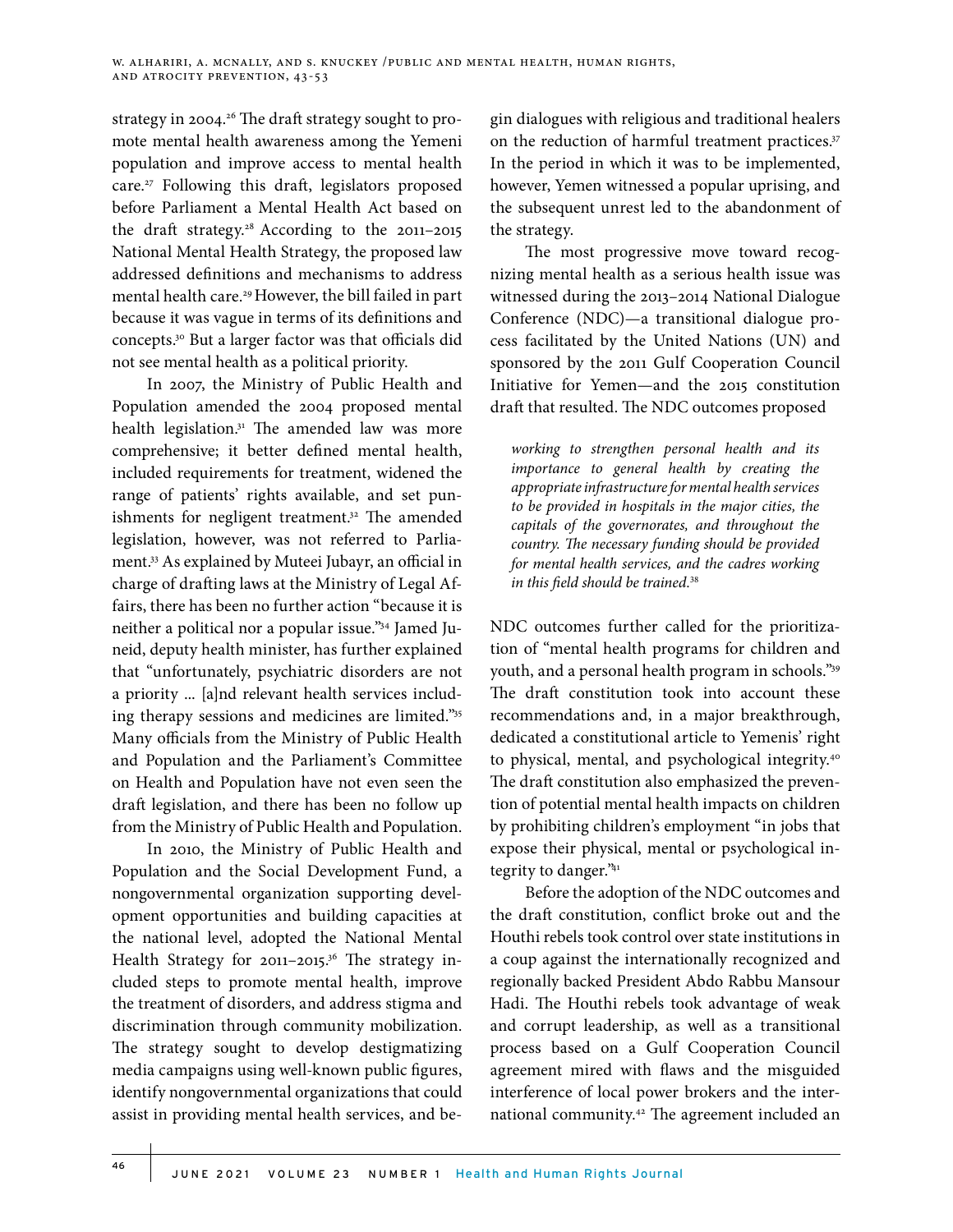strategy in 2004.[26] The draft strategy sought to promote mental health awareness among the Yemeni population and improve access to mental health care.[27] Following this draft, legislators proposed before Parliament a Mental Health Act based on the draft strategy.[28] According to the 2011–2015 National Mental Health Strategy, the proposed law addressed definitions and mechanisms to address mental health care.[29] However, the bill failed in part because it was vague in terms of its definitions and concepts.[30] But a larger factor was that officials did not see mental health as a political priority.

In 2007, the Ministry of Public Health and Population amended the 2004 proposed mental health legislation.[31] The amended law was more comprehensive; it better defined mental health, included requirements for treatment, widened the range of patients' rights available, and set punishments for negligent treatment.[32] The amended legislation, however, was not referred to Parliament.[33] As explained by Muteei Jubayr, an official in charge of drafting laws at the Ministry of Legal Affairs, there has been no further action "because it is neither a political nor a popular issue."[34] Jamed Juneid, deputy health minister, has further explained that "unfortunately, psychiatric disorders are not a priority … [a]nd relevant health services including therapy sessions and medicines are limited."[35] Many officials from the Ministry of Public Health and Population and the Parliament's Committee on Health and Population have not even seen the draft legislation, and there has been no follow up from the Ministry of Public Health and Population.

In 2010, the Ministry of Public Health and Population and the Social Development Fund, a nongovernmental organization supporting development opportunities and building capacities at the national level, adopted the National Mental Health Strategy for 2011–2015.[36] The strategy included steps to promote mental health, improve the treatment of disorders, and address stigma and discrimination through community mobilization. The strategy sought to develop destigmatizing media campaigns using well-known public figures, identify nongovernmental organizations that could assist in providing mental health services, and begin dialogues with religious and traditional healers on the reduction of harmful treatment practices.[37] In the period in which it was to be implemented, however, Yemen witnessed a popular uprising, and the subsequent unrest led to the abandonment of the strategy.

The most progressive move toward recognizing mental health as a serious health issue was witnessed during the 2013–2014 National Dialogue Conference (NDC)—a transitional dialogue process facilitated by the United Nations (UN) and sponsored by the 2011 Gulf Cooperation Council Initiative for Yemen—and the 2015 constitution draft that resulted. The NDC outcomes proposed

> *working to strengthen personal health and its importance to general health by creating the appropriate infrastructure for mental health services to be provided in hospitals in the major cities, the capitals of the governorates, and throughout the country. The necessary funding should be provided for mental health services, and the cadres working in this field should be trained.*[38]

NDC outcomes further called for the prioritization of "mental health programs for children and youth, and a personal health program in schools."[39] The draft constitution took into account these recommendations and, in a major breakthrough, dedicated a constitutional article to Yemenis' right to physical, mental, and psychological integrity.[40] The draft constitution also emphasized the prevention of potential mental health impacts on children by prohibiting children's employment "in jobs that expose their physical, mental or psychological integrity to danger."[41]

Before the adoption of the NDC outcomes and the draft constitution, conflict broke out and the Houthi rebels took control over state institutions in a coup against the internationally recognized and regionally backed President Abdo Rabbu Mansour Hadi. The Houthi rebels took advantage of weak and corrupt leadership, as well as a transitional process based on a Gulf Cooperation Council agreement mired with flaws and the misguided interference of local power brokers and the international community.[42] The agreement included an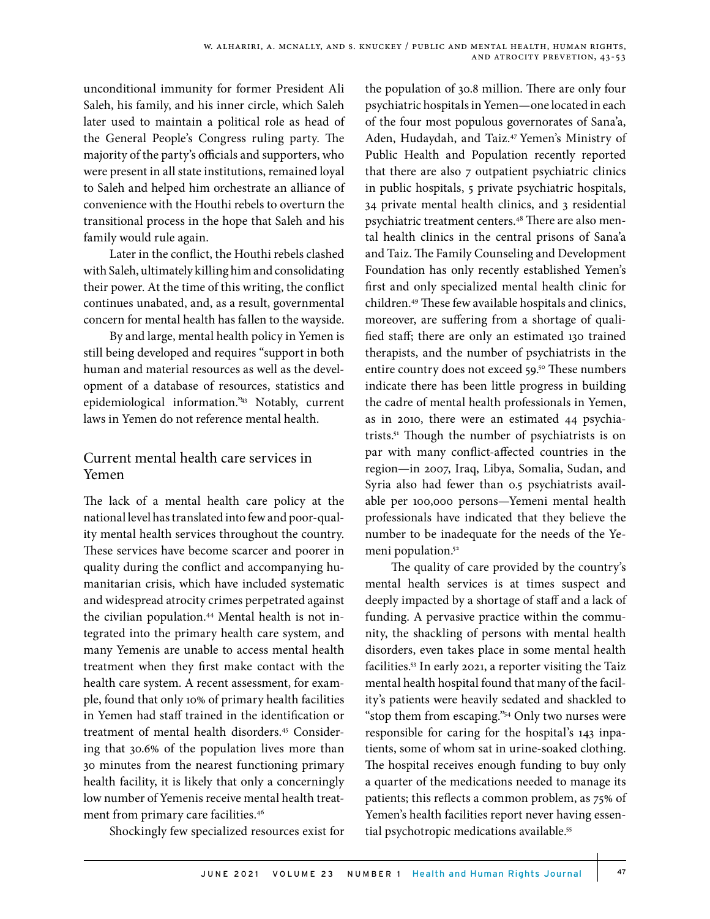unconditional immunity for former President Ali Saleh, his family, and his inner circle, which Saleh later used to maintain a political role as head of the General People's Congress ruling party. The majority of the party's officials and supporters, who were present in all state institutions, remained loyal to Saleh and helped him orchestrate an alliance of convenience with the Houthi rebels to overturn the transitional process in the hope that Saleh and his family would rule again.

Later in the conflict, the Houthi rebels clashed with Saleh, ultimately killing him and consolidating their power. At the time of this writing, the conflict continues unabated, and, as a result, governmental concern for mental health has fallen to the wayside.

By and large, mental health policy in Yemen is still being developed and requires "support in both human and material resources as well as the development of a database of resources, statistics and epidemiological information."[43] Notably, current laws in Yemen do not reference mental health.

## Current mental health care services in Yemen

The lack of a mental health care policy at the national level has translated into few and poor-quality mental health services throughout the country. These services have become scarcer and poorer in quality during the conflict and accompanying humanitarian crisis, which have included systematic and widespread atrocity crimes perpetrated against the civilian population.[44] Mental health is not integrated into the primary health care system, and many Yemenis are unable to access mental health treatment when they first make contact with the health care system. A recent assessment, for example, found that only 10% of primary health facilities in Yemen had staff trained in the identification or treatment of mental health disorders.[45] Considering that 30.6% of the population lives more than 30 minutes from the nearest functioning primary health facility, it is likely that only a concerningly low number of Yemenis receive mental health treatment from primary care facilities.[46]

Shockingly few specialized resources exist for the population of 30.8 million. There are only four psychiatric hospitals in Yemen—one located in each of the four most populous governorates of Sana'a, Aden, Hudaydah, and Taiz.[47] Yemen's Ministry of Public Health and Population recently reported that there are also 7 outpatient psychiatric clinics in public hospitals, 5 private psychiatric hospitals, 34 private mental health clinics, and 3 residential psychiatric treatment centers.[48] There are also mental health clinics in the central prisons of Sana'a and Taiz. The Family Counseling and Development Foundation has only recently established Yemen's first and only specialized mental health clinic for children.[49] These few available hospitals and clinics, moreover, are suffering from a shortage of qualified staff; there are only an estimated 130 trained therapists, and the number of psychiatrists in the entire country does not exceed 59.[50] These numbers indicate there has been little progress in building the cadre of mental health professionals in Yemen, as in 2010, there were an estimated 44 psychiatrists.[51] Though the number of psychiatrists is on par with many conflict-affected countries in the region—in 2007, Iraq, Libya, Somalia, Sudan, and Syria also had fewer than 0.5 psychiatrists available per 100,000 persons—Yemeni mental health professionals have indicated that they believe the number to be inadequate for the needs of the Yemeni population.[52]

The quality of care provided by the country's mental health services is at times suspect and deeply impacted by a shortage of staff and a lack of funding. A pervasive practice within the community, the shackling of persons with mental health disorders, even takes place in some mental health facilities.[53] In early 2021, a reporter visiting the Taiz mental health hospital found that many of the facility's patients were heavily sedated and shackled to "stop them from escaping."[54] Only two nurses were responsible for caring for the hospital's 143 inpatients, some of whom sat in urine-soaked clothing. The hospital receives enough funding to buy only a quarter of the medications needed to manage its patients; this reflects a common problem, as 75% of Yemen's health facilities report never having essential psychotropic medications available.[55]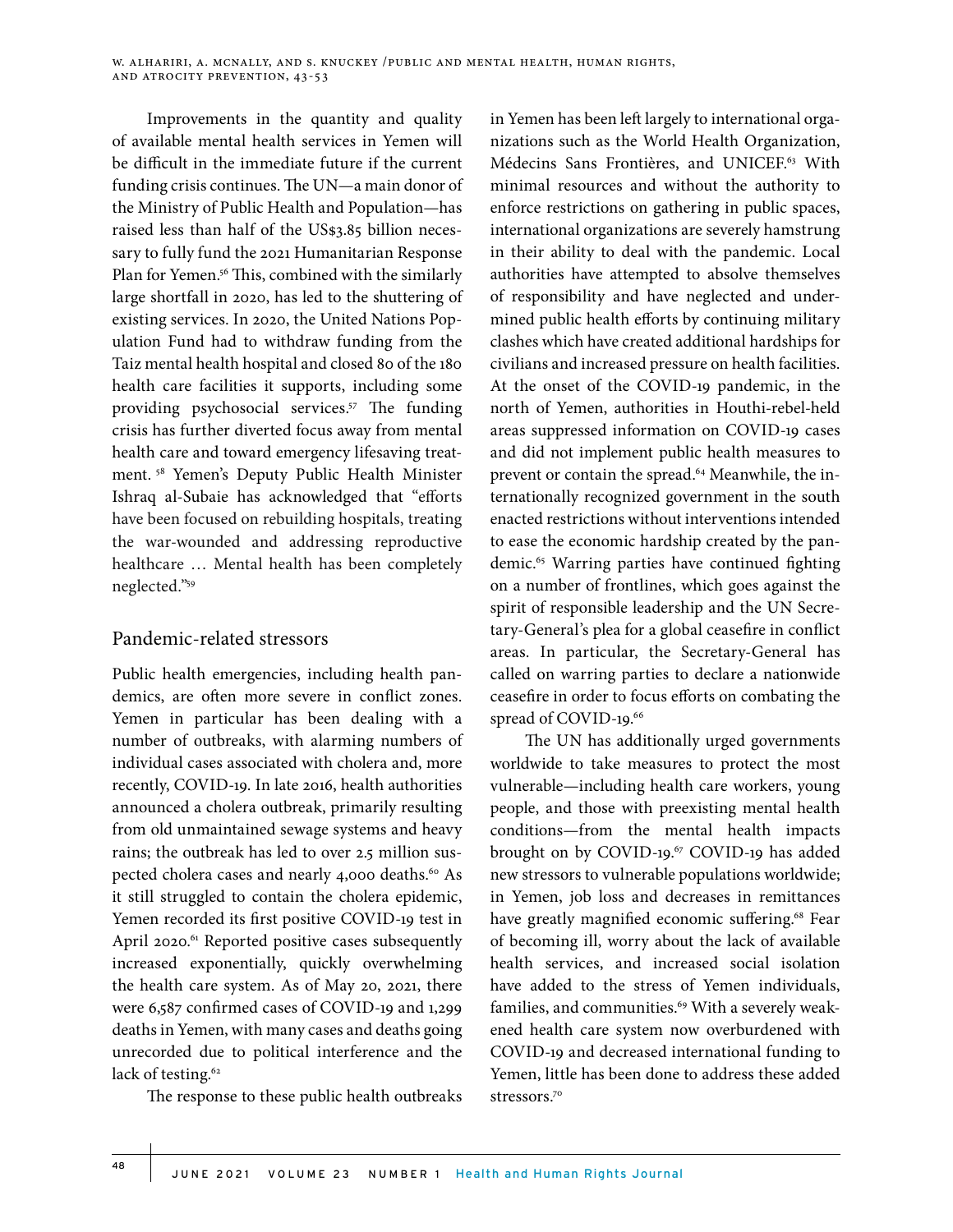Improvements in the quantity and quality of available mental health services in Yemen will be difficult in the immediate future if the current funding crisis continues. The UN—a main donor of the Ministry of Public Health and Population—has raised less than half of the US$3.85 billion necessary to fully fund the 2021 Humanitarian Response Plan for Yemen.[56] This, combined with the similarly large shortfall in 2020, has led to the shuttering of existing services. In 2020, the United Nations Population Fund had to withdraw funding from the Taiz mental health hospital and closed 80 of the 180 health care facilities it supports, including some providing psychosocial services.[57] The funding crisis has further diverted focus away from mental health care and toward emergency lifesaving treatment.[58] Yemen's Deputy Public Health Minister Ishraq al-Subaie has acknowledged that "efforts have been focused on rebuilding hospitals, treating the war-wounded and addressing reproductive healthcare … Mental health has been completely neglected."[59]

## Pandemic-related stressors

Public health emergencies, including health pandemics, are often more severe in conflict zones. Yemen in particular has been dealing with a number of outbreaks, with alarming numbers of individual cases associated with cholera and, more recently, COVID-19. In late 2016, health authorities announced a cholera outbreak, primarily resulting from old unmaintained sewage systems and heavy rains; the outbreak has led to over 2.5 million suspected cholera cases and nearly 4,000 deaths.[60] As it still struggled to contain the cholera epidemic, Yemen recorded its first positive COVID-19 test in April 2020.[61] Reported positive cases subsequently increased exponentially, quickly overwhelming the health care system. As of May 20, 2021, there were 6,587 confirmed cases of COVID-19 and 1,299 deaths in Yemen, with many cases and deaths going unrecorded due to political interference and the lack of testing.[62]

The response to these public health outbreaks in Yemen has been left largely to international organizations such as the World Health Organization, Médecins Sans Frontières, and UNICEF.[63] With minimal resources and without the authority to enforce restrictions on gathering in public spaces, international organizations are severely hamstrung in their ability to deal with the pandemic. Local authorities have attempted to absolve themselves of responsibility and have neglected and undermined public health efforts by continuing military clashes which have created additional hardships for civilians and increased pressure on health facilities. At the onset of the COVID-19 pandemic, in the north of Yemen, authorities in Houthi-rebel-held areas suppressed information on COVID-19 cases and did not implement public health measures to prevent or contain the spread.[64] Meanwhile, the internationally recognized government in the south enacted restrictions without interventions intended to ease the economic hardship created by the pandemic.[65] Warring parties have continued fighting on a number of frontlines, which goes against the spirit of responsible leadership and the UN Secretary-General's plea for a global ceasefire in conflict areas. In particular, the Secretary-General has called on warring parties to declare a nationwide ceasefire in order to focus efforts on combating the spread of COVID-19.[66]

The UN has additionally urged governments worldwide to take measures to protect the most vulnerable—including health care workers, young people, and those with preexisting mental health conditions—from the mental health impacts brought on by COVID-19.[67] COVID-19 has added new stressors to vulnerable populations worldwide; in Yemen, job loss and decreases in remittances have greatly magnified economic suffering.[68] Fear of becoming ill, worry about the lack of available health services, and increased social isolation have added to the stress of Yemen individuals, families, and communities.[69] With a severely weakened health care system now overburdened with COVID-19 and decreased international funding to Yemen, little has been done to address these added stressors.[70]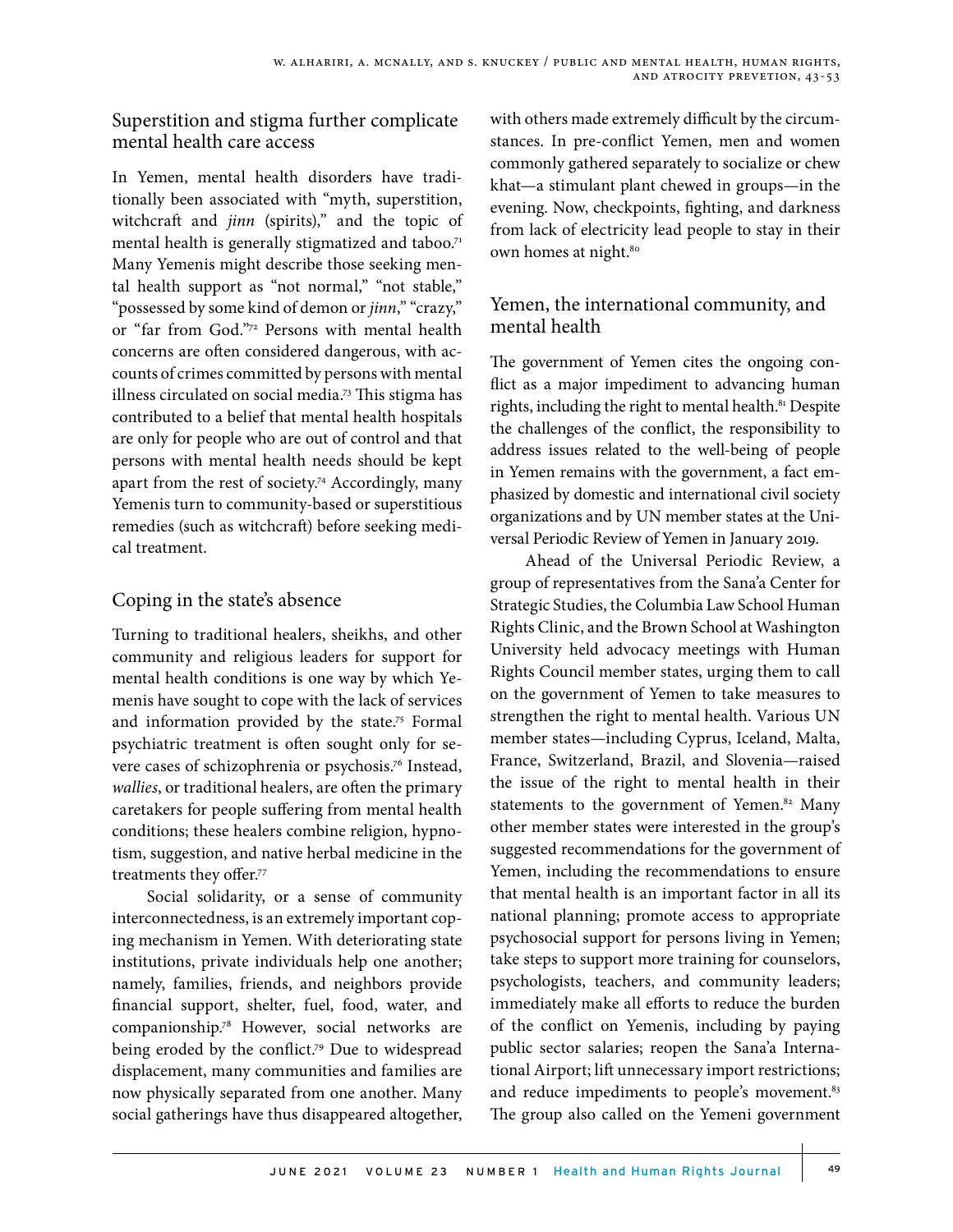## Superstition and stigma further complicate mental health care access

In Yemen, mental health disorders have traditionally been associated with "myth, superstition, witchcraft and *jinn* (spirits)," and the topic of mental health is generally stigmatized and taboo.[71] Many Yemenis might describe those seeking mental health support as "not normal," "not stable," "possessed by some kind of demon or *jinn*," "crazy," or "far from God."[72] Persons with mental health concerns are often considered dangerous, with accounts of crimes committed by persons with mental illness circulated on social media.[73] This stigma has contributed to a belief that mental health hospitals are only for people who are out of control and that persons with mental health needs should be kept apart from the rest of society.[74] Accordingly, many Yemenis turn to community-based or superstitious remedies (such as witchcraft) before seeking medical treatment.

## Coping in the state's absence

Turning to traditional healers, sheikhs, and other community and religious leaders for support for mental health conditions is one way by which Yemenis have sought to cope with the lack of services and information provided by the state.[75] Formal psychiatric treatment is often sought only for severe cases of schizophrenia or psychosis.[76] Instead, *wallies*, or traditional healers, are often the primary caretakers for people suffering from mental health conditions; these healers combine religion, hypnotism, suggestion, and native herbal medicine in the treatments they offer.[77]

Social solidarity, or a sense of community interconnectedness, is an extremely important coping mechanism in Yemen. With deteriorating state institutions, private individuals help one another; namely, families, friends, and neighbors provide financial support, shelter, fuel, food, water, and companionship.[78] However, social networks are being eroded by the conflict.[79] Due to widespread displacement, many communities and families are now physically separated from one another. Many social gatherings have thus disappeared altogether, with others made extremely difficult by the circumstances. In pre-conflict Yemen, men and women commonly gathered separately to socialize or chew khat—a stimulant plant chewed in groups—in the evening. Now, checkpoints, fighting, and darkness from lack of electricity lead people to stay in their own homes at night.[80]

## Yemen, the international community, and mental health

The government of Yemen cites the ongoing conflict as a major impediment to advancing human rights, including the right to mental health.[81] Despite the challenges of the conflict, the responsibility to address issues related to the well-being of people in Yemen remains with the government, a fact emphasized by domestic and international civil society organizations and by UN member states at the Universal Periodic Review of Yemen in January 2019.

Ahead of the Universal Periodic Review, a group of representatives from the Sana'a Center for Strategic Studies, the Columbia Law School Human Rights Clinic, and the Brown School at Washington University held advocacy meetings with Human Rights Council member states, urging them to call on the government of Yemen to take measures to strengthen the right to mental health. Various UN member states—including Cyprus, Iceland, Malta, France, Switzerland, Brazil, and Slovenia—raised the issue of the right to mental health in their statements to the government of Yemen.[82] Many other member states were interested in the group's suggested recommendations for the government of Yemen, including the recommendations to ensure that mental health is an important factor in all its national planning; promote access to appropriate psychosocial support for persons living in Yemen; take steps to support more training for counselors, psychologists, teachers, and community leaders; immediately make all efforts to reduce the burden of the conflict on Yemenis, including by paying public sector salaries; reopen the Sana'a International Airport; lift unnecessary import restrictions; and reduce impediments to people's movement.[83] The group also called on the Yemeni government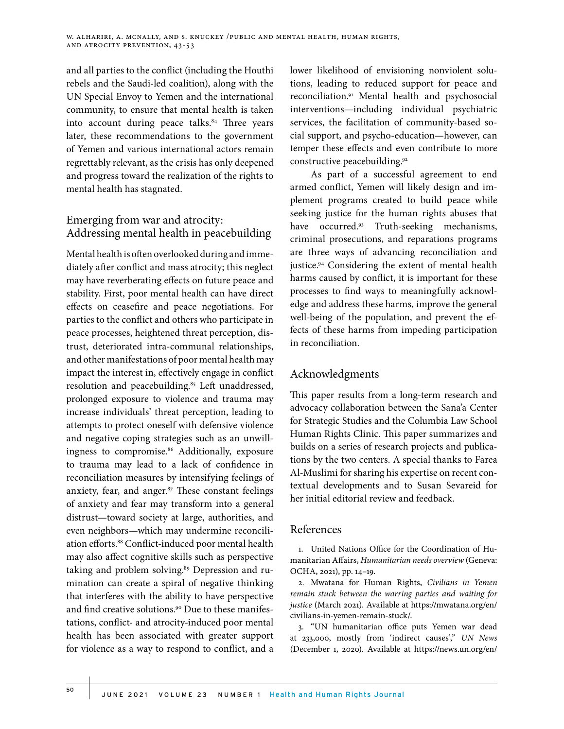and all parties to the conflict (including the Houthi rebels and the Saudi-led coalition), along with the UN Special Envoy to Yemen and the international community, to ensure that mental health is taken into account during peace talks.[84] Three years later, these recommendations to the government of Yemen and various international actors remain regrettably relevant, as the crisis has only deepened and progress toward the realization of the rights to mental health has stagnated.

## Emerging from war and atrocity: Addressing mental health in peacebuilding

Mental health is often overlooked during and immediately after conflict and mass atrocity; this neglect may have reverberating effects on future peace and stability. First, poor mental health can have direct effects on ceasefire and peace negotiations. For parties to the conflict and others who participate in peace processes, heightened threat perception, distrust, deteriorated intra-communal relationships, and other manifestations of poor mental health may impact the interest in, effectively engage in conflict resolution and peacebuilding.[85] Left unaddressed, prolonged exposure to violence and trauma may increase individuals' threat perception, leading to attempts to protect oneself with defensive violence and negative coping strategies such as an unwillingness to compromise.[86] Additionally, exposure to trauma may lead to a lack of confidence in reconciliation measures by intensifying feelings of anxiety, fear, and anger.[87] These constant feelings of anxiety and fear may transform into a general distrust—toward society at large, authorities, and even neighbors—which may undermine reconciliation efforts.[88] Conflict-induced poor mental health may also affect cognitive skills such as perspective taking and problem solving.[89] Depression and rumination can create a spiral of negative thinking that interferes with the ability to have perspective and find creative solutions.[90] Due to these manifestations, conflict- and atrocity-induced poor mental health has been associated with greater support for violence as a way to respond to conflict, and a lower likelihood of envisioning nonviolent solutions, leading to reduced support for peace and reconciliation.[91] Mental health and psychosocial interventions—including individual psychiatric services, the facilitation of community-based social support, and psycho-education—however, can temper these effects and even contribute to more constructive peacebuilding.[92]

As part of a successful agreement to end armed conflict, Yemen will likely design and implement programs created to build peace while seeking justice for the human rights abuses that have occurred.[93] Truth-seeking mechanisms, criminal prosecutions, and reparations programs are three ways of advancing reconciliation and justice.[94] Considering the extent of mental health harms caused by conflict, it is important for these processes to find ways to meaningfully acknowledge and address these harms, improve the general well-being of the population, and prevent the effects of these harms from impeding participation in reconciliation.

## Acknowledgments

This paper results from a long-term research and advocacy collaboration between the Sana'a Center for Strategic Studies and the Columbia Law School Human Rights Clinic. This paper summarizes and builds on a series of research projects and publications by the two centers. A special thanks to Farea Al-Muslimi for sharing his expertise on recent contextual developments and to Susan Sevareid for her initial editorial review and feedback.

## References

1. United Nations Office for the Coordination of Humanitarian Affairs, *Humanitarian needs overview* (Geneva: OCHA, 2021), pp. 14–19.

2. Mwatana for Human Rights, *Civilians in Yemen remain stuck between the warring parties and waiting for justice* (March 2021). Available at https://mwatana.org/en/civilians-in-yemen-remain-stuck/.

3. "UN humanitarian office puts Yemen war dead at 233,000, mostly from 'indirect causes'," *UN News* (December 1, 2020). Available at https://news.un.org/en/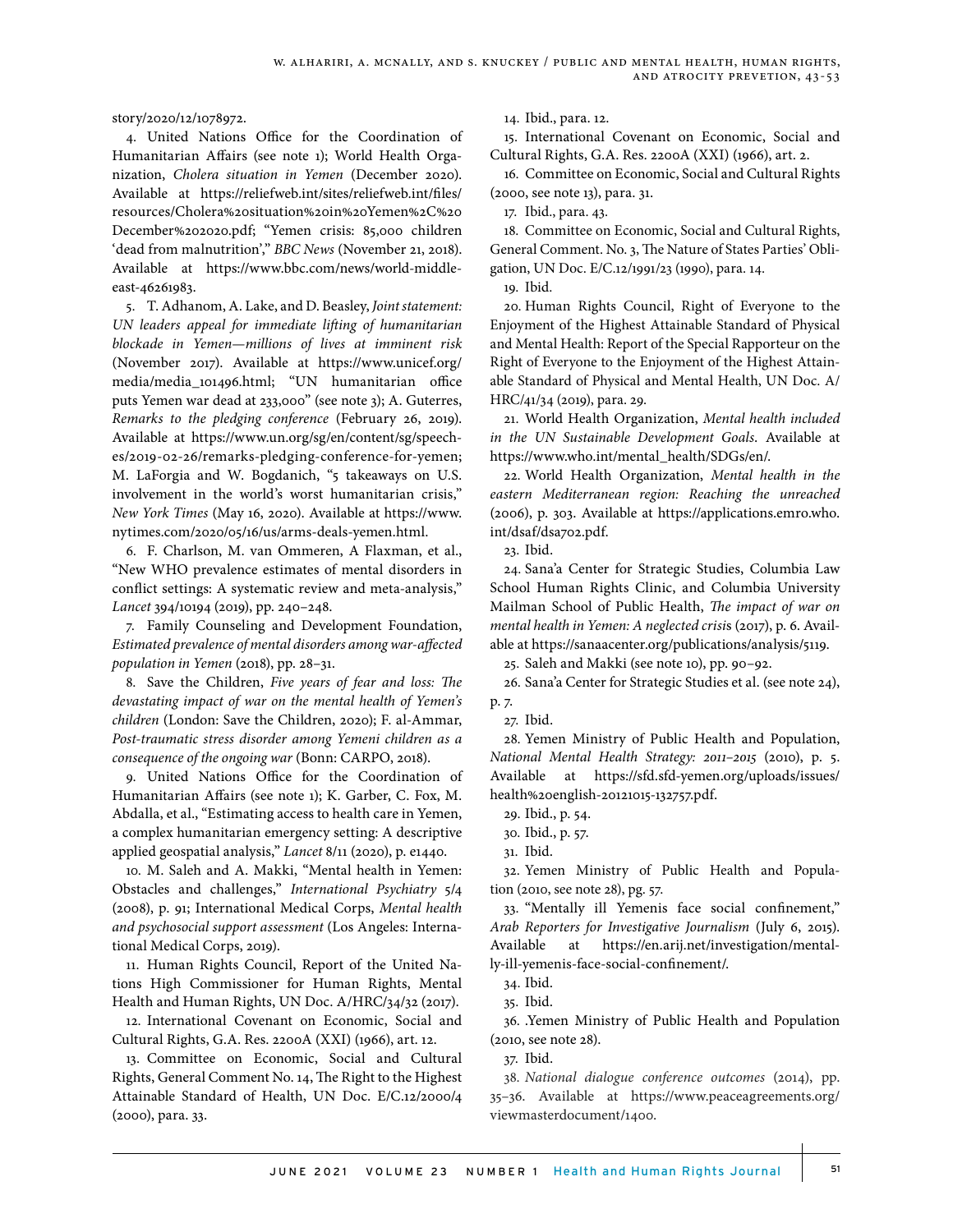story/2020/12/1078972.

4. United Nations Office for the Coordination of Humanitarian Affairs (see note 1); World Health Organization, *Cholera situation in Yemen* (December 2020). Available at https://reliefweb.int/sites/reliefweb.int/files/resources/Cholera%20situation%20in%20Yemen%2C%20December%202020.pdf; "Yemen crisis: 85,000 children 'dead from malnutrition'," *BBC News* (November 21, 2018). Available at https://www.bbc.com/news/world-middle-east-46261983.

5. T. Adhanom, A. Lake, and D. Beasley, *Joint statement: UN leaders appeal for immediate lifting of humanitarian blockade in Yemen—millions of lives at imminent risk* (November 2017). Available at https://www.unicef.org/media/media_101496.html; "UN humanitarian office puts Yemen war dead at 233,000" (see note 3); A. Guterres, *Remarks to the pledging conference* (February 26, 2019). Available at https://www.un.org/sg/en/content/sg/speeches/2019-02-26/remarks-pledging-conference-for-yemen; M. LaForgia and W. Bogdanich, "5 takeaways on U.S. involvement in the world's worst humanitarian crisis," *New York Times* (May 16, 2020). Available at https://www.nytimes.com/2020/05/16/us/arms-deals-yemen.html.

6. F. Charlson, M. van Ommeren, A Flaxman, et al., "New WHO prevalence estimates of mental disorders in conflict settings: A systematic review and meta-analysis," *Lancet* 394/10194 (2019), pp. 240–248.

7. Family Counseling and Development Foundation, *Estimated prevalence of mental disorders among war-affected population in Yemen* (2018), pp. 28–31.

8. Save the Children, *Five years of fear and loss: The devastating impact of war on the mental health of Yemen's children* (London: Save the Children, 2020); F. al-Ammar, *Post-traumatic stress disorder among Yemeni children as a consequence of the ongoing war* (Bonn: CARPO, 2018).

9. United Nations Office for the Coordination of Humanitarian Affairs (see note 1); K. Garber, C. Fox, M. Abdalla, et al., "Estimating access to health care in Yemen, a complex humanitarian emergency setting: A descriptive applied geospatial analysis," *Lancet* 8/11 (2020), p. e1440.

10. M. Saleh and A. Makki, "Mental health in Yemen: Obstacles and challenges," *International Psychiatry* 5/4 (2008), p. 91; International Medical Corps, *Mental health and psychosocial support assessment* (Los Angeles: International Medical Corps, 2019).

11. Human Rights Council, Report of the United Nations High Commissioner for Human Rights, Mental Health and Human Rights, UN Doc. A/HRC/34/32 (2017).

12. International Covenant on Economic, Social and Cultural Rights, G.A. Res. 2200A (XXI) (1966), art. 12.

13. Committee on Economic, Social and Cultural Rights, General Comment No. 14, The Right to the Highest Attainable Standard of Health, UN Doc. E/C.12/2000/4 (2000), para. 33.

14. Ibid., para. 12.

15. International Covenant on Economic, Social and Cultural Rights, G.A. Res. 2200A (XXI) (1966), art. 2.

16. Committee on Economic, Social and Cultural Rights (2000, see note 13), para. 31.

17. Ibid., para. 43.

18. Committee on Economic, Social and Cultural Rights, General Comment. No. 3, The Nature of States Parties' Obligation, UN Doc. E/C.12/1991/23 (1990), para. 14.

19. Ibid.

20. Human Rights Council, Right of Everyone to the Enjoyment of the Highest Attainable Standard of Physical and Mental Health: Report of the Special Rapporteur on the Right of Everyone to the Enjoyment of the Highest Attainable Standard of Physical and Mental Health, UN Doc. A/HRC/41/34 (2019), para. 29.

21. World Health Organization, *Mental health included in the UN Sustainable Development Goals*. Available at https://www.who.int/mental_health/SDGs/en/.

22. World Health Organization, *Mental health in the eastern Mediterranean region: Reaching the unreached* (2006), p. 303. Available at https://applications.emro.who.int/dsaf/dsa702.pdf.

23. Ibid.

24. Sana'a Center for Strategic Studies, Columbia Law School Human Rights Clinic, and Columbia University Mailman School of Public Health, *The impact of war on mental health in Yemen: A neglected crisis* (2017), p. 6. Available at https://sanaacenter.org/publications/analysis/5119.

25. Saleh and Makki (see note 10), pp. 90–92.

26. Sana'a Center for Strategic Studies et al. (see note 24), p. 7.

27. Ibid.

28. Yemen Ministry of Public Health and Population, *National Mental Health Strategy: 2011–2015* (2010), p. 5. Available at https://sfd.sfd-yemen.org/uploads/issues/health%20english-20121015-132757.pdf.

29. Ibid., p. 54.

30. Ibid., p. 57.

31. Ibid.

32. Yemen Ministry of Public Health and Population (2010, see note 28), pg. 57.

33. "Mentally ill Yemenis face social confinement," *Arab Reporters for Investigative Journalism* (July 6, 2015). Available at https://en.arij.net/investigation/mentally-ill-yemenis-face-social-confinement/.

34. Ibid.

35. Ibid.

36. .Yemen Ministry of Public Health and Population (2010, see note 28).

37. Ibid.

38. *National dialogue conference outcomes* (2014), pp. 35–36. Available at https://www.peaceagreements.org/viewmasterdocument/1400.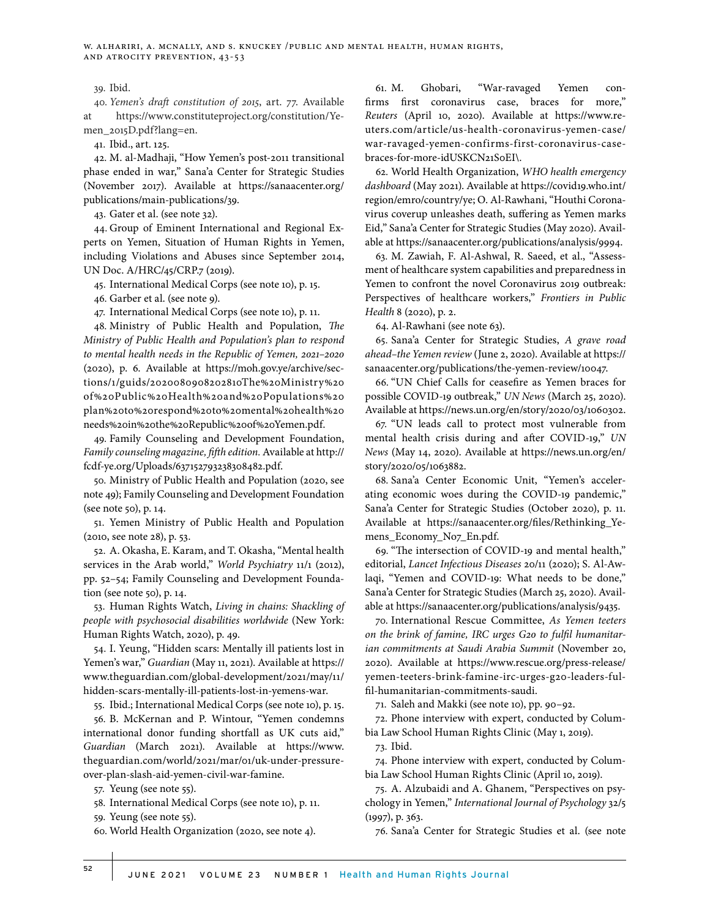39. Ibid.

40. *Yemen's draft constitution of 2015*, art. 77. Available at https://www.constituteproject.org/constitution/Yemen_2015D.pdf?lang=en.

41. Ibid., art. 125.

42. M. al-Madhaji, "How Yemen's post-2011 transitional phase ended in war," Sana'a Center for Strategic Studies (November 2017). Available at https://sanaacenter.org/publications/main-publications/39.

43. Gater et al. (see note 32).

44. Group of Eminent International and Regional Experts on Yemen, Situation of Human Rights in Yemen, including Violations and Abuses since September 2014, UN Doc. A/HRC/45/CRP.7 (2019).

45. International Medical Corps (see note 10), p. 15.

46. Garber et al. (see note 9).

47. International Medical Corps (see note 10), p. 11.

48. Ministry of Public Health and Population, *The Ministry of Public Health and Population's plan to respond to mental health needs in the Republic of Yemen, 2021–2020* (2020), p. 6. Available at https://moh.gov.ye/archive/sections/1/guids/20200809082028110The%20Ministry%20of%20Public%20Health%20and%20Populations%20plan%20to%20respond%20to%20mental%20health%20needs%20in%20the%20Republic%20of%20Yemen.pdf.

49. Family Counseling and Development Foundation, *Family counseling magazine, fifth edition*. Available at http://fcdf-ye.org/Uploads/637152793238308482.pdf.

50. Ministry of Public Health and Population (2020, see note 49); Family Counseling and Development Foundation (see note 50), p. 14.

51. Yemen Ministry of Public Health and Population (2010, see note 28), p. 53.

52. A. Okasha, E. Karam, and T. Okasha, "Mental health services in the Arab world," *World Psychiatry* 11/1 (2012), pp. 52–54; Family Counseling and Development Foundation (see note 50), p. 14.

53. Human Rights Watch, *Living in chains: Shackling of people with psychosocial disabilities worldwide* (New York: Human Rights Watch, 2020), p. 49.

54. I. Yeung, "Hidden scars: Mentally ill patients lost in Yemen's war," *Guardian* (May 11, 2021). Available at https://www.theguardian.com/global-development/2021/may/11/hidden-scars-mentally-ill-patients-lost-in-yemens-war.

55. Ibid.; International Medical Corps (see note 10), p. 15.

56. B. McKernan and P. Wintour, "Yemen condemns international donor funding shortfall as UK cuts aid," *Guardian* (March 2021). Available at https://www.theguardian.com/world/2021/mar/01/uk-under-pressure-over-plan-slash-aid-yemen-civil-war-famine.

57. Yeung (see note 55).

58. International Medical Corps (see note 10), p. 11.

59. Yeung (see note 55).

60. World Health Organization (2020, see note 4).

61. M. Ghobari, "War-ravaged Yemen confirms first coronavirus case, braces for more," *Reuters* (April 10, 2020). Available at https://www.reuters.com/article/us-health-coronavirus-yemen-case/war-ravaged-yemen-confirms-first-coronavirus-case-braces-for-more-idUSKCN21S0EI\.

62. World Health Organization, *WHO health emergency dashboard* (May 2021). Available at https://covid19.who.int/region/emro/country/ye; O. Al-Rawhani, "Houthi Coronavirus coverup unleashes death, suffering as Yemen marks Eid," Sana'a Center for Strategic Studies (May 2020). Available at https://sanaacenter.org/publications/analysis/9994.

63. M. Zawiah, F. Al-Ashwal, R. Saeed, et al., "Assessment of healthcare system capabilities and preparedness in Yemen to confront the novel Coronavirus 2019 outbreak: Perspectives of healthcare workers," *Frontiers in Public Health* 8 (2020), p. 2.

64. Al-Rawhani (see note 63).

65. Sana'a Center for Strategic Studies, *A grave road ahead–the Yemen review* (June 2, 2020). Available at https://sanaacenter.org/publications/the-yemen-review/10047.

66. "UN Chief Calls for ceasefire as Yemen braces for possible COVID-19 outbreak," *UN News* (March 25, 2020). Available at https://news.un.org/en/story/2020/03/1060302.

67. "UN leads call to protect most vulnerable from mental health crisis during and after COVID-19," *UN News* (May 14, 2020). Available at https://news.un.org/en/story/2020/05/1063882.

68. Sana'a Center Economic Unit, "Yemen's accelerating economic woes during the COVID-19 pandemic," Sana'a Center for Strategic Studies (October 2020), p. 11. Available at https://sanaacenter.org/files/Rethinking_Yemens_Economy_No7_En.pdf.

69. "The intersection of COVID-19 and mental health," editorial, *Lancet Infectious Diseases* 20/11 (2020); S. Al-Awlaqi, "Yemen and COVID-19: What needs to be done," Sana'a Center for Strategic Studies (March 25, 2020). Available at https://sanaacenter.org/publications/analysis/9435.

70. International Rescue Committee, *As Yemen teeters on the brink of famine, IRC urges G20 to fulfil humanitarian commitments at Saudi Arabia Summit* (November 20, 2020). Available at https://www.rescue.org/press-release/yemen-teeters-brink-famine-irc-urges-g20-leaders-fulfil-humanitarian-commitments-saudi.

71. Saleh and Makki (see note 10), pp. 90–92.

72. Phone interview with expert, conducted by Columbia Law School Human Rights Clinic (May 1, 2019).

73. Ibid.

74. Phone interview with expert, conducted by Columbia Law School Human Rights Clinic (April 10, 2019).

75. A. Alzubaidi and A. Ghanem, "Perspectives on psychology in Yemen," *International Journal of Psychology* 32/5 (1997), p. 363.

76. Sana'a Center for Strategic Studies et al. (see note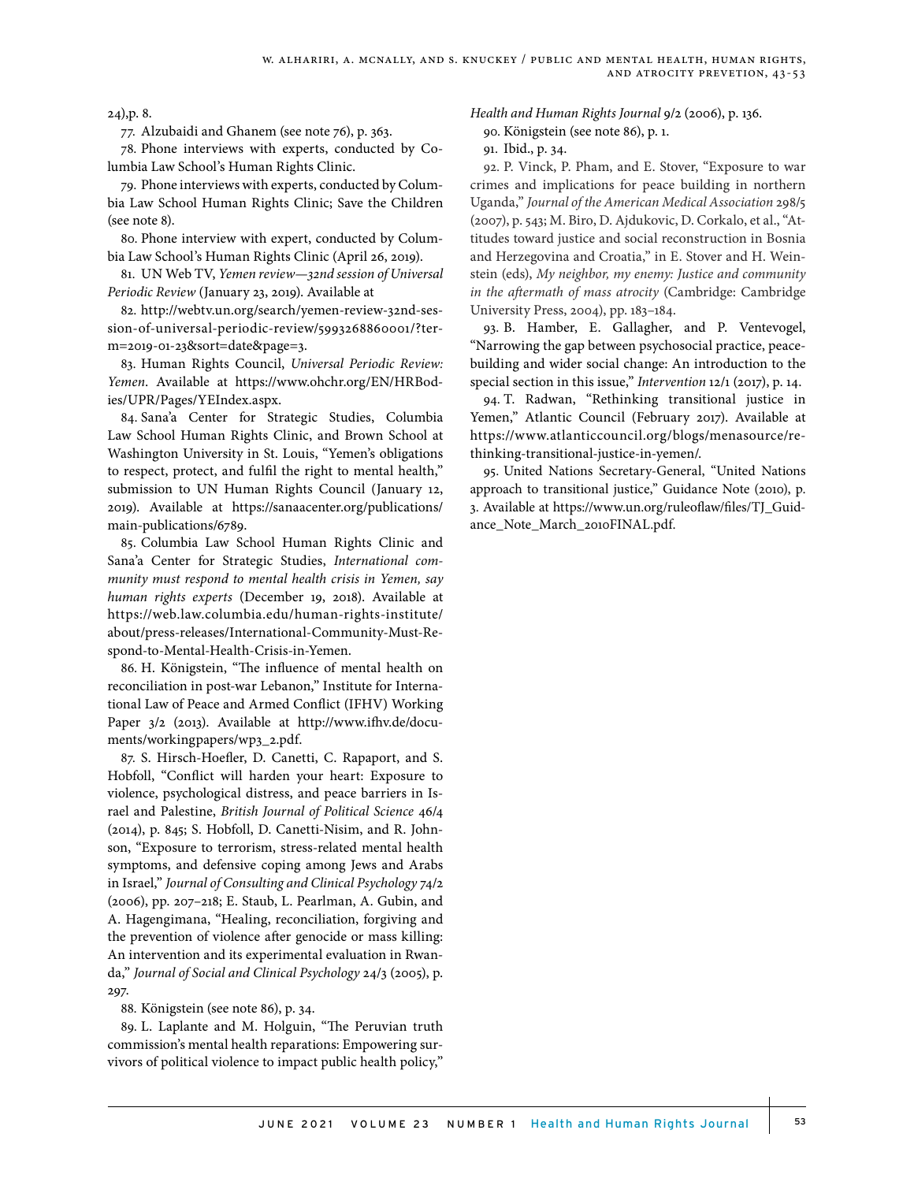24),p. 8.

77. Alzubaidi and Ghanem (see note 76), p. 363.

78. Phone interviews with experts, conducted by Columbia Law School's Human Rights Clinic.

79. Phone interviews with experts, conducted by Columbia Law School Human Rights Clinic; Save the Children (see note 8).

80. Phone interview with expert, conducted by Columbia Law School's Human Rights Clinic (April 26, 2019).

81. UN Web TV, *Yemen review—32nd session of Universal Periodic Review* (January 23, 2019). Available at

82. http://webtv.un.org/search/yemen-review-32nd-session-of-universal-periodic-review/5993268860001/?term=2019-01-23&sort=date&page=3.

83. Human Rights Council, *Universal Periodic Review: Yemen*. Available at https://www.ohchr.org/EN/HRBodies/UPR/Pages/YEIndex.aspx.

84. Sana'a Center for Strategic Studies, Columbia Law School Human Rights Clinic, and Brown School at Washington University in St. Louis, "Yemen's obligations to respect, protect, and fulfil the right to mental health," submission to UN Human Rights Council (January 12, 2019). Available at https://sanaacenter.org/publications/main-publications/6789.

85. Columbia Law School Human Rights Clinic and Sana'a Center for Strategic Studies, *International community must respond to mental health crisis in Yemen, say human rights experts* (December 19, 2018). Available at https://web.law.columbia.edu/human-rights-institute/about/press-releases/International-Community-Must-Respond-to-Mental-Health-Crisis-in-Yemen.

86. H. Königstein, "The influence of mental health on reconciliation in post-war Lebanon," Institute for International Law of Peace and Armed Conflict (IFHV) Working Paper 3/2 (2013). Available at http://www.ifhv.de/documents/workingpapers/wp3_2.pdf.

87. S. Hirsch-Hoefler, D. Canetti, C. Rapaport, and S. Hobfoll, "Conflict will harden your heart: Exposure to violence, psychological distress, and peace barriers in Israel and Palestine, *British Journal of Political Science* 46/4 (2014), p. 845; S. Hobfoll, D. Canetti-Nisim, and R. Johnson, "Exposure to terrorism, stress-related mental health symptoms, and defensive coping among Jews and Arabs in Israel," *Journal of Consulting and Clinical Psychology* 74/2 (2006), pp. 207–218; E. Staub, L. Pearlman, A. Gubin, and A. Hagengimana, "Healing, reconciliation, forgiving and the prevention of violence after genocide or mass killing: An intervention and its experimental evaluation in Rwanda," *Journal of Social and Clinical Psychology* 24/3 (2005), p. 297.

88. Königstein (see note 86), p. 34.

89. L. Laplante and M. Holguin, "The Peruvian truth commission's mental health reparations: Empowering survivors of political violence to impact public health policy," *Health and Human Rights Journal* 9/2 (2006), p. 136.

90. Königstein (see note 86), p. 1.

91. Ibid., p. 34.

92. P. Vinck, P. Pham, and E. Stover, "Exposure to war crimes and implications for peace building in northern Uganda," *Journal of the American Medical Association* 298/5 (2007), p. 543; M. Biro, D. Ajdukovic, D. Corkalo, et al., "Attitudes toward justice and social reconstruction in Bosnia and Herzegovina and Croatia," in E. Stover and H. Weinstein (eds), *My neighbor, my enemy: Justice and community in the aftermath of mass atrocity* (Cambridge: Cambridge University Press, 2004), pp. 183–184.

93. B. Hamber, E. Gallagher, and P. Ventevogel, "Narrowing the gap between psychosocial practice, peacebuilding and wider social change: An introduction to the special section in this issue," *Intervention* 12/1 (2017), p. 14.

94. T. Radwan, "Rethinking transitional justice in Yemen," Atlantic Council (February 2017). Available at https://www.atlanticcouncil.org/blogs/menasource/rethinking-transitional-justice-in-yemen/.

95. United Nations Secretary-General, "United Nations approach to transitional justice," Guidance Note (2010), p. 3. Available at https://www.un.org/ruleoflaw/files/TJ_Guidance_Note_March_2010FINAL.pdf.